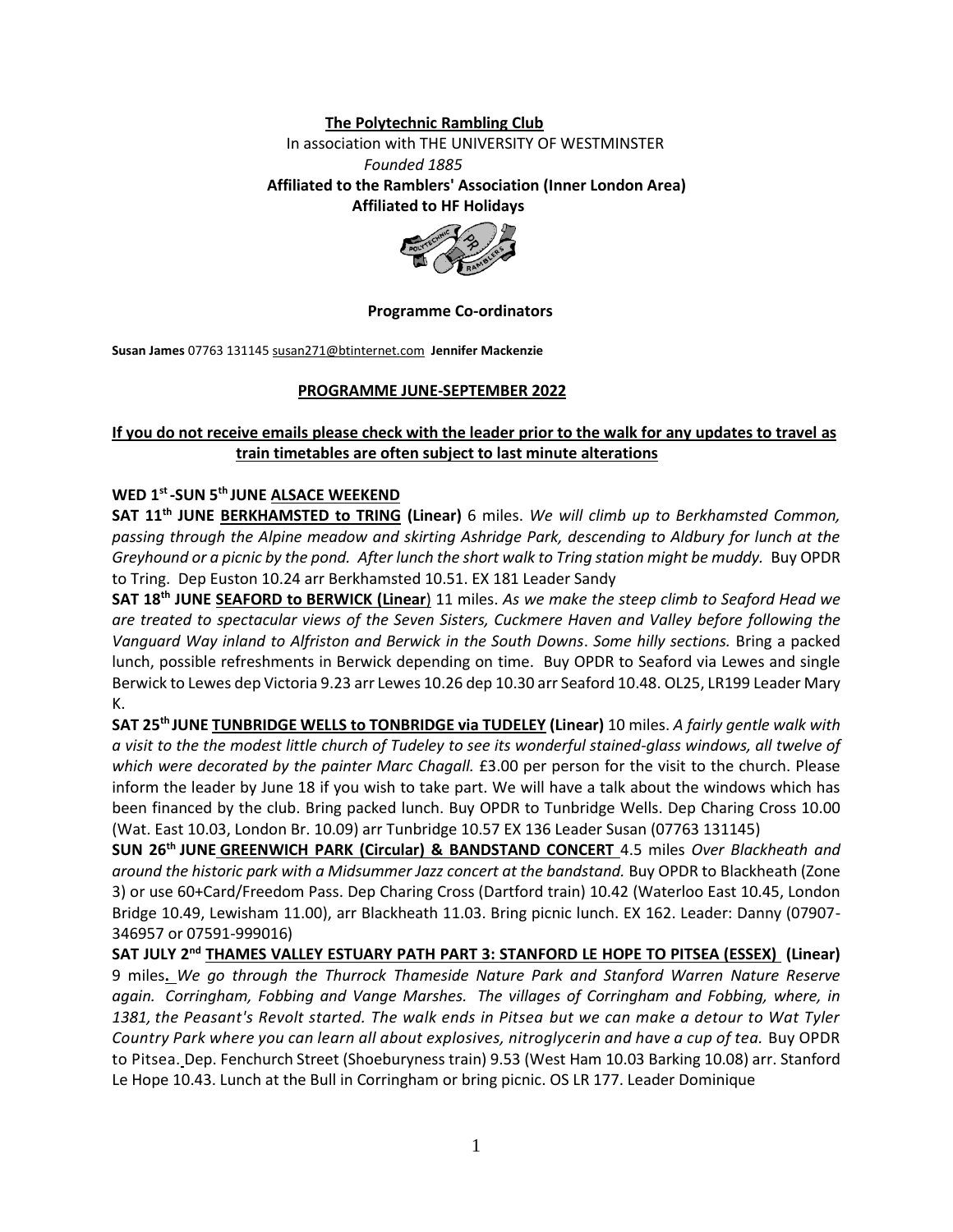**The Polytechnic Rambling Club**

In association with THE UNIVERSITY OF WESTMINSTER

*Founded 1885*

**Affiliated to the Ramblers' Association (Inner London Area)**

**Affiliated to HF Holidays**

**Programme Co-ordinators**

**Susan James** 07763 131145 susan271@btinternet.com **Jennifer Mackenzie**

**PROGRAMME JUNE-SEPTEMBER 2022**

**If you do not receive emails please check with the leader prior to the walk for any updates to travel as train timetables are often subject to last minute alterations**

**WED 1st -SUN 5th JUNE ALSACE WEEKEND**

**SAT 11th JUNE BERKHAMSTED to TRING (Linear)** 6 miles. *We will climb up to Berkhamsted Common, passing through the Alpine meadow and skirting Ashridge Park, descending to Aldbury for lunch at the Greyhound or a picnic by the pond. After lunch the short walk to Tring station might be muddy.* Buy OPDR to Tring. Dep Euston 10.24 arr Berkhamsted 10.51. EX 181 Leader Sandy

**SAT 18th JUNE SEAFORD to BERWICK (Linear**) 11 miles. *As we make the steep climb to Seaford Head we are treated to spectacular views of the Seven Sisters, Cuckmere Haven and Valley before following the Vanguard Way inland to Alfriston and Berwick in the South Downs. Some hilly sections.* Bring a packed lunch, possible refreshments in Berwick depending on time. Buy OPDR to Seaford via Lewes and single Berwick to Lewes dep Victoria 9.23 arr Lewes 10.26 dep 10.30 arr Seaford 10.48. OL25, LR199 Leader Mary K.

**SAT 25th JUNE TUNBRIDGE WELLS to TONBRIDGE via TUDELEY (Linear)** 10 miles. *A fairly gentle walk with a visit to the the modest little church of Tudeley to see its wonderful stained-glass windows, all twelve of which were decorated by the painter Marc Chagall.* £3.00 per person for the visit to the church. Please inform the leader by June 18 if you wish to take part. We will have a talk about the windows which has been financed by the club. Bring packed lunch. Buy OPDR to Tunbridge Wells. Dep Charing Cross 10.00 (Wat. East 10.03, London Br. 10.09) arr Tunbridge 10.57 EX 136 Leader Susan (07763 131145)

**SUN 26th JUNE GREENWICH PARK (Circular) & BANDSTAND CONCERT** 4.5 miles *Over Blackheath and around the historic park with a Midsummer Jazz concert at the bandstand.* Buy OPDR to Blackheath (Zone 3) or use 60+Card/Freedom Pass. Dep Charing Cross (Dartford train) 10.42 (Waterloo East 10.45, London Bridge 10.49, Lewisham 11.00), arr Blackheath 11.03. Bring picnic lunch. EX 162. Leader: Danny (07907-346957 or 07591-999016)

**SAT JULY 2nd THAMES VALLEY ESTUARY PATH PART 3: STANFORD LE HOPE TO PITSEA (ESSEX) (Linear)** 9 miles**.** *We go through the Thurrock Thameside Nature Park and Stanford Warren Nature Reserve again. Corringham, Fobbing and Vange Marshes. The villages of Corringham and Fobbing, where, in 1381, the Peasant's Revolt started. The walk ends in Pitsea but we can make a detour to Wat Tyler Country Park where you can learn all about explosives, nitroglycerin and have a cup of tea.* Buy OPDR to Pitsea. Dep. Fenchurch Street (Shoeburyness train) 9.53 (West Ham 10.03 Barking 10.08) arr. Stanford Le Hope 10.43. Lunch at the Bull in Corringham or bring picnic. OS LR 177. Leader Dominique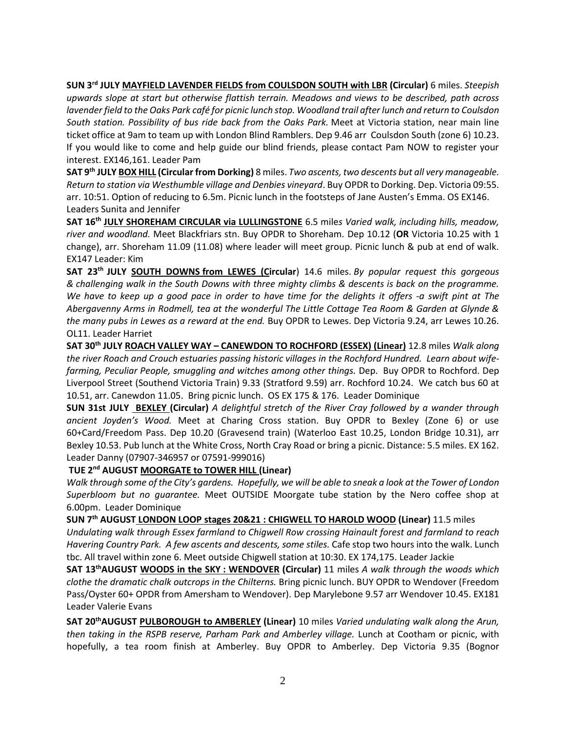**SUN 3rd JULY MAYFIELD LAVENDER FIELDS from COULSDON SOUTH with LBR (Circular)** 6 miles. *Steepish upwards slope at start but otherwise flattish terrain. Meadows and views to be described, path across lavender field to the Oaks Park café for picnic lunch stop. Woodland trail after lunch and return to Coulsdon South station. Possibility of bus ride back from the Oaks Park.* Meet at Victoria station, near main line ticket office at 9am to team up with London Blind Ramblers. Dep 9.46 arr Coulsdon South (zone 6) 10.23. If you would like to come and help guide our blind friends, please contact Pam NOW to register your interest. EX146,161. Leader Pam

**SAT 9th JULY BOX HILL (Circular from Dorking)** 8 miles. *Two ascents, two descents but all very manageable. Return to station via Westhumble village and Denbies vineyard*. Buy OPDR to Dorking. Dep. Victoria 09:55. arr. 10:51. Option of reducing to 6.5m. Picnic lunch in the footsteps of Jane Austen's Emma. OS EX146. Leaders Sunita and Jennifer

**SAT 16th JULY SHOREHAM CIRCULAR via LULLINGSTONE** 6.5 miles *Varied walk, including hills, meadow, river and woodland.* Meet Blackfriars stn. Buy OPDR to Shoreham. Dep 10.12 (**OR** Victoria 10.25 with 1 change), arr. Shoreham 11.09 (11.08) where leader will meet group. Picnic lunch & pub at end of walk. EX147 Leader: Kim

**SAT 23th JULY SOUTH DOWNS from LEWES (Circular)** 14.6 miles. *By popular request this gorgeous & challenging walk in the South Downs with three mighty climbs & descents is back on the programme. We have to keep up a good pace in order to have time for the delights it offers -a swift pint at The Abergavenny Arms in Rodmell, tea at the wonderful The Little Cottage Tea Room & Garden at Glynde & the many pubs in Lewes as a reward at the end.* Buy OPDR to Lewes. Dep Victoria 9.24, arr Lewes 10.26. OL11. Leader Harriet

**SAT 30th JULY ROACH VALLEY WAY – CANEWDON TO ROCHFORD (ESSEX) (Linear)** 12.8 miles *Walk along the river Roach and Crouch estuaries passing historic villages in the Rochford Hundred. Learn about wife-farming, Peculiar People, smuggling and witches among other things.* Dep. Buy OPDR to Rochford. Dep Liverpool Street (Southend Victoria Train) 9.33 (Stratford 9.59) arr. Rochford 10.24. We catch bus 60 at 10.51, arr. Canewdon 11.05. Bring picnic lunch. OS EX 175 & 176. Leader Dominique

**SUN 31st JULY BEXLEY (Circular)** *A delightful stretch of the River Cray followed by a wander through ancient Joyden's Wood.* Meet at Charing Cross station. Buy OPDR to Bexley (Zone 6) or use 60+Card/Freedom Pass. Dep 10.20 (Gravesend train) (Waterloo East 10.25, London Bridge 10.31), arr Bexley 10.53. Pub lunch at the White Cross, North Cray Road or bring a picnic. Distance: 5.5 miles. EX 162. Leader Danny (07907-346957 or 07591-999016)

**TUE 2nd AUGUST MOORGATE to TOWER HILL (Linear)**
*Walk through some of the City's gardens. Hopefully, we will be able to sneak a look at the Tower of London Superbloom but no guarantee.* Meet OUTSIDE Moorgate tube station by the Nero coffee shop at 6.00pm. Leader Dominique

**SUN 7th AUGUST LONDON LOOP stages 20&21 : CHIGWELL TO HAROLD WOOD (Linear)** 11.5 miles
*Undulating walk through Essex farmland to Chigwell Row crossing Hainault forest and farmland to reach Havering Country Park. A few ascents and descents, some stiles.* Cafe stop two hours into the walk. Lunch tbc. All travel within zone 6. Meet outside Chigwell station at 10:30. EX 174,175. Leader Jackie

**SAT 13thAUGUST WOODS in the SKY : WENDOVER (Circular)** 11 miles *A walk through the woods which clothe the dramatic chalk outcrops in the Chilterns.* Bring picnic lunch. BUY OPDR to Wendover (Freedom Pass/Oyster 60+ OPDR from Amersham to Wendover). Dep Marylebone 9.57 arr Wendover 10.45. EX181 Leader Valerie Evans

**SAT 20thAUGUST PULBOROUGH to AMBERLEY (Linear)** 10 miles *Varied undulating walk along the Arun, then taking in the RSPB reserve, Parham Park and Amberley village.* Lunch at Cootham or picnic, with hopefully, a tea room finish at Amberley. Buy OPDR to Amberley. Dep Victoria 9.35 (Bognor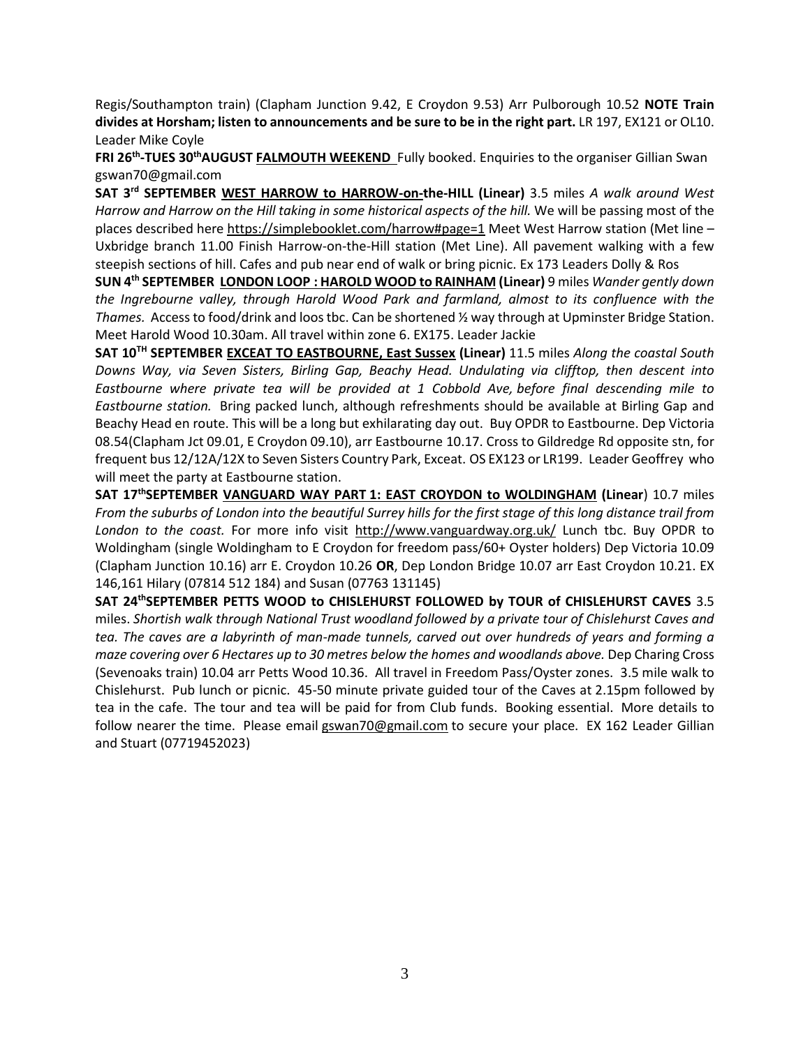Regis/Southampton train) (Clapham Junction 9.42, E Croydon 9.53) Arr Pulborough 10.52 **NOTE Train divides at Horsham; listen to announcements and be sure to be in the right part.** LR 197, EX121 or OL10. Leader Mike Coyle

**FRI 26th-TUES 30th AUGUST FALMOUTH WEEKEND** Fully booked. Enquiries to the organiser Gillian Swan gswan70@gmail.com

**SAT 3rd SEPTEMBER WEST HARROW to HARROW-on-the-HILL (Linear)** 3.5 miles *A walk around West Harrow and Harrow on the Hill taking in some historical aspects of the hill.* We will be passing most of the places described here https://simplebooklet.com/harrow#page=1 Meet West Harrow station (Met line – Uxbridge branch 11.00 Finish Harrow-on-the-Hill station (Met Line). All pavement walking with a few steepish sections of hill. Cafes and pub near end of walk or bring picnic. Ex 173 Leaders Dolly & Ros

**SUN 4th SEPTEMBER LONDON LOOP : HAROLD WOOD to RAINHAM (Linear)** 9 miles *Wander gently down the Ingrebourne valley, through Harold Wood Park and farmland, almost to its confluence with the Thames.* Access to food/drink and loos tbc. Can be shortened ½ way through at Upminster Bridge Station. Meet Harold Wood 10.30am. All travel within zone 6. EX175. Leader Jackie

**SAT 10TH SEPTEMBER EXCEAT TO EASTBOURNE, East Sussex (Linear)** 11.5 miles *Along the coastal South Downs Way, via Seven Sisters, Birling Gap, Beachy Head. Undulating via clifftop, then descent into Eastbourne where private tea will be provided at 1 Cobbold Ave, before final descending mile to Eastbourne station.* Bring packed lunch, although refreshments should be available at Birling Gap and Beachy Head en route. This will be a long but exhilarating day out. Buy OPDR to Eastbourne. Dep Victoria 08.54(Clapham Jct 09.01, E Croydon 09.10), arr Eastbourne 10.17. Cross to Gildredge Rd opposite stn, for frequent bus 12/12A/12X to Seven Sisters Country Park, Exceat. OS EX123 or LR199. Leader Geoffrey who will meet the party at Eastbourne station.

**SAT 17th SEPTEMBER VANGUARD WAY PART 1: EAST CROYDON to WOLDINGHAM (Linear)** 10.7 miles *From the suburbs of London into the beautiful Surrey hills for the first stage of this long distance trail from London to the coast.* For more info visit http://www.vanguardway.org.uk/ Lunch tbc. Buy OPDR to Woldingham (single Woldingham to E Croydon for freedom pass/60+ Oyster holders) Dep Victoria 10.09 (Clapham Junction 10.16) arr E. Croydon 10.26 **OR**, Dep London Bridge 10.07 arr East Croydon 10.21. EX 146,161 Hilary (07814 512 184) and Susan (07763 131145)

**SAT 24th SEPTEMBER PETTS WOOD to CHISLEHURST FOLLOWED by TOUR of CHISLEHURST CAVES** 3.5 miles. *Shortish walk through National Trust woodland followed by a private tour of Chislehurst Caves and tea. The caves are a labyrinth of man-made tunnels, carved out over hundreds of years and forming a maze covering over 6 Hectares up to 30 metres below the homes and woodlands above.* Dep Charing Cross (Sevenoaks train) 10.04 arr Petts Wood 10.36. All travel in Freedom Pass/Oyster zones. 3.5 mile walk to Chislehurst. Pub lunch or picnic. 45-50 minute private guided tour of the Caves at 2.15pm followed by tea in the cafe. The tour and tea will be paid for from Club funds. Booking essential. More details to follow nearer the time. Please email gswan70@gmail.com to secure your place. EX 162 Leader Gillian and Stuart (07719452023)